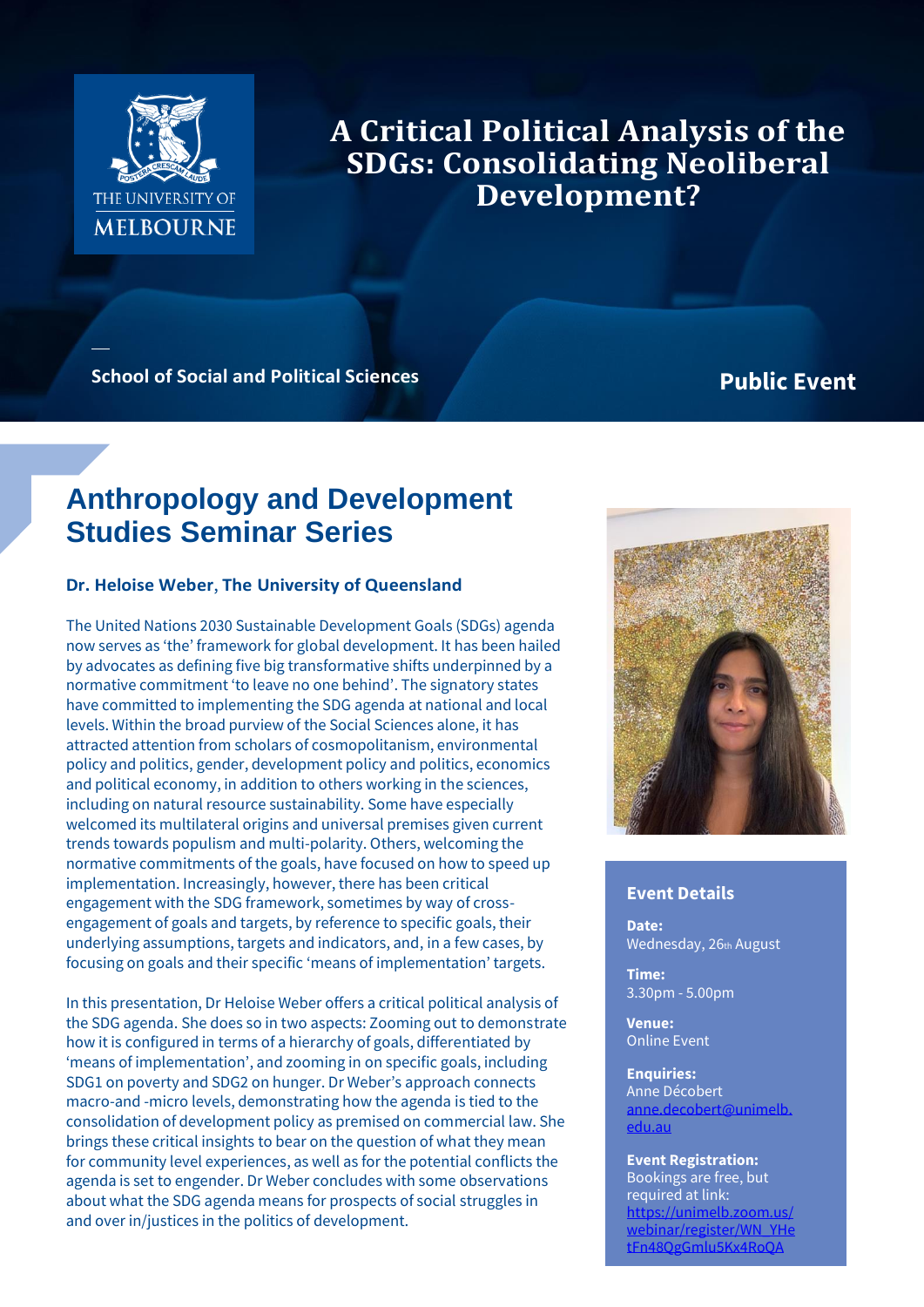THE UNIVERSITY OF MELBOURNE

# A Critical Political Analysis of the SDGs: Consolidating Neoliberal Development?

School of Social and Political Sciences

**Public Event**

## Anthropology and Development Studies Seminar Series

**Dr. Heloise Weber, The University of Queensland**

The United Nations 2030 Sustainable Development Goals (SDGs) agenda now serves as 'the' framework for global development. It has been hailed by advocates as defining five big transformative shifts underpinned by a normative commitment 'to leave no one behind'. The signatory states have committed to implementing the SDG agenda at national and local levels. Within the broad purview of the Social Sciences alone, it has attracted attention from scholars of cosmopolitanism, environmental policy and politics, gender, development policy and politics, economics and political economy, in addition to others working in the sciences, including on natural resource sustainability. Some have especially welcomed its multilateral origins and universal premises given current trends towards populism and multi-polarity. Others, welcoming the normative commitments of the goals, have focused on how to speed up implementation. Increasingly, however, there has been critical engagement with the SDG framework, sometimes by way of cross-engagement of goals and targets, by reference to specific goals, their underlying assumptions, targets and indicators, and, in a few cases, by focusing on goals and their specific 'means of implementation' targets.

In this presentation, Dr Heloise Weber offers a critical political analysis of the SDG agenda. She does so in two aspects: Zooming out to demonstrate how it is configured in terms of a hierarchy of goals, differentiated by 'means of implementation', and zooming in on specific goals, including SDG1 on poverty and SDG2 on hunger. Dr Weber's approach connects macro-and -micro levels, demonstrating how the agenda is tied to the consolidation of development policy as premised on commercial law. She brings these critical insights to bear on the question of what they mean for community level experiences, as well as for the potential conflicts the agenda is set to engender. Dr Weber concludes with some observations about what the SDG agenda means for prospects of social struggles in and over in/justices in the politics of development.

### Event Details

**Date:**
Wednesday, 26th August

**Time:**
3.30pm - 5.00pm

**Venue:**
Online Event

**Enquiries:**
Anne Décobert
anne.decobert@unimelb.edu.au

**Event Registration:**
Bookings are free, but required at link:
https://unimelb.zoom.us/webinar/register/WN_YHetFn48QgGmlu5Kx4RoQA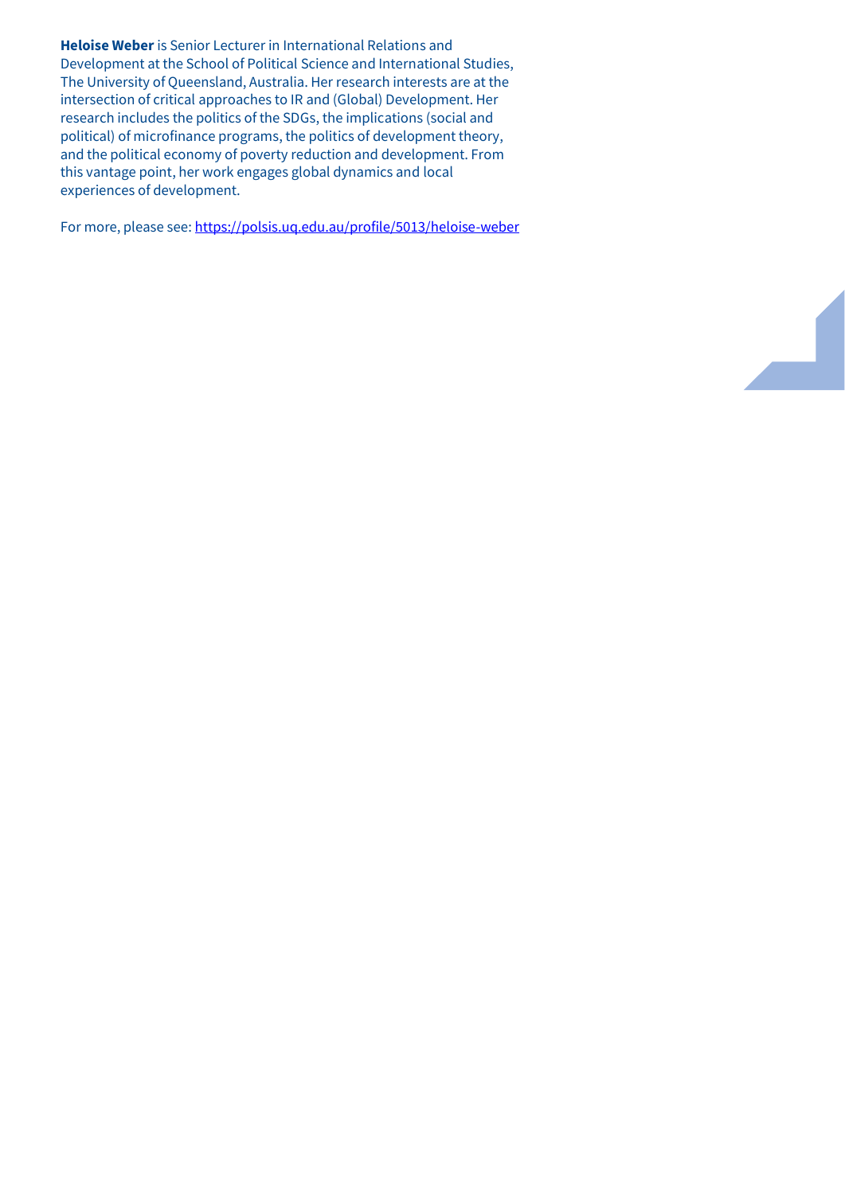**Heloise Weber** is Senior Lecturer in International Relations and Development at the School of Political Science and International Studies, The University of Queensland, Australia. Her research interests are at the intersection of critical approaches to IR and (Global) Development. Her research includes the politics of the SDGs, the implications (social and political) of microfinance programs, the politics of development theory, and the political economy of poverty reduction and development. From this vantage point, her work engages global dynamics and local experiences of development.

For more, please see: https://polsis.uq.edu.au/profile/5013/heloise-weber